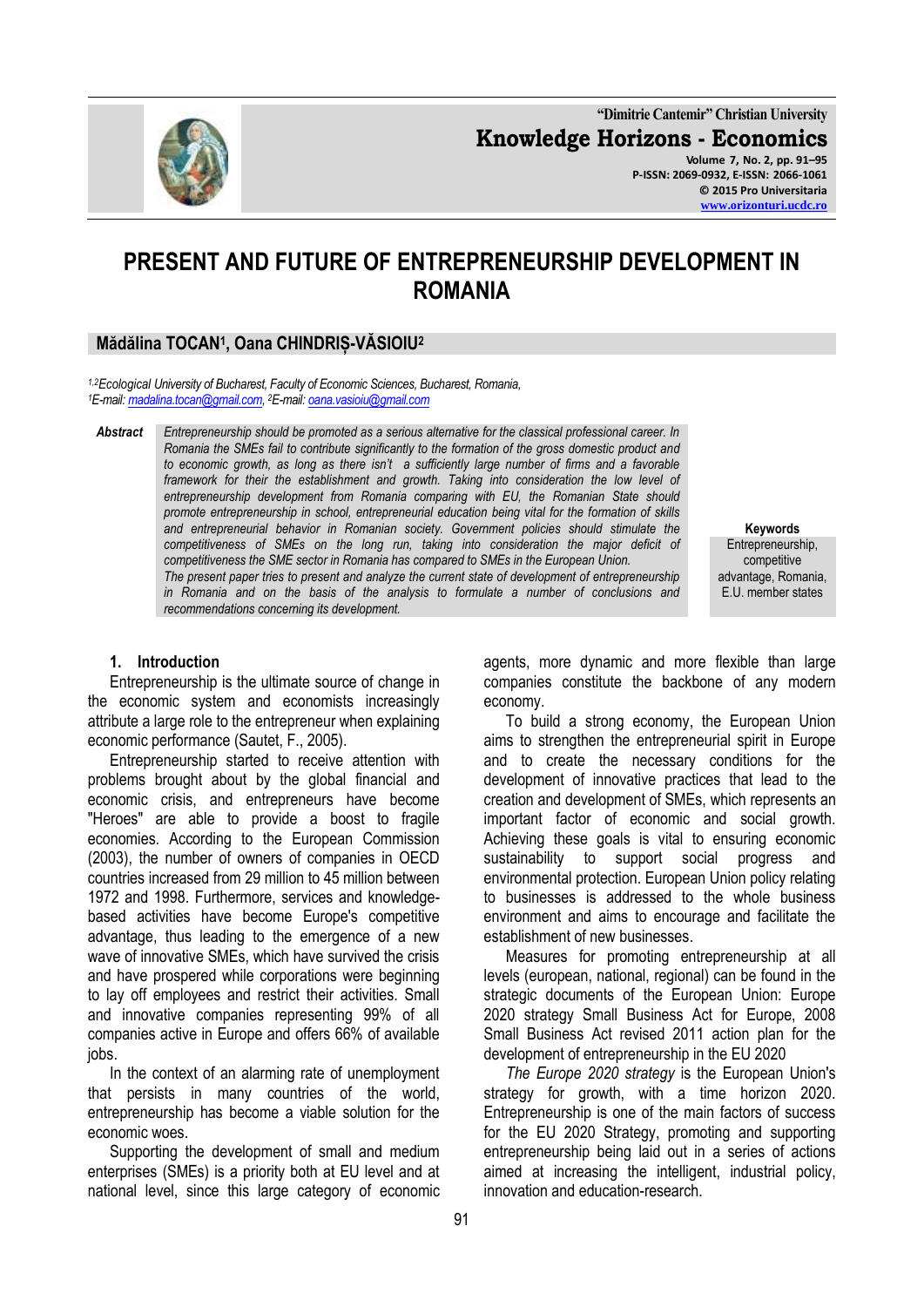# PRESENT AND FUTURE OF ENTREPRENEURSHIP DEVELOPMENT IN ROMANIA

**Mădălina TOCAN[1], Oana CHINDRIȘ-VĂSIOIU[2]**

*[1,2]Ecological University of Bucharest, Faculty of Economic Sciences, Bucharest, Romania,*
*[1]E-mail: madalina.tocan@gmail.com, [2]E-mail: oana.vasioiu@gmail.com*

***Abstract*** *Entrepreneurship should be promoted as a serious alternative for the classical professional career. In Romania the SMEs fail to contribute significantly to the formation of the gross domestic product and to economic growth, as long as there isn't a sufficiently large number of firms and a favorable framework for their the establishment and growth. Taking into consideration the low level of entrepreneurship development from Romania comparing with EU, the Romanian State should promote entrepreneurship in school, entrepreneurial education being vital for the formation of skills and entrepreneurial behavior in Romanian society. Government policies should stimulate the competitiveness of SMEs on the long run, taking into consideration the major deficit of competitiveness the SME sector in Romania has compared to SMEs in the European Union.*
*The present paper tries to present and analyze the current state of development of entrepreneurship in Romania and on the basis of the analysis to formulate a number of conclusions and recommendations concerning its development.*

**Keywords**
Entrepreneurship, competitive advantage, Romania, E.U. member states

## 1. Introduction

Entrepreneurship is the ultimate source of change in the economic system and economists increasingly attribute a large role to the entrepreneur when explaining economic performance (Sautet, F., 2005).

Entrepreneurship started to receive attention with problems brought about by the global financial and economic crisis, and entrepreneurs have become "Heroes" are able to provide a boost to fragile economies. According to the European Commission (2003), the number of owners of companies in OECD countries increased from 29 million to 45 million between 1972 and 1998. Furthermore, services and knowledge-based activities have become Europe's competitive advantage, thus leading to the emergence of a new wave of innovative SMEs, which have survived the crisis and have prospered while corporations were beginning to lay off employees and restrict their activities. Small and innovative companies representing 99% of all companies active in Europe and offers 66% of available jobs.

In the context of an alarming rate of unemployment that persists in many countries of the world, entrepreneurship has become a viable solution for the economic woes.

Supporting the development of small and medium enterprises (SMEs) is a priority both at EU level and at national level, since this large category of economic agents, more dynamic and more flexible than large companies constitute the backbone of any modern economy.

To build a strong economy, the European Union aims to strengthen the entrepreneurial spirit in Europe and to create the necessary conditions for the development of innovative practices that lead to the creation and development of SMEs, which represents an important factor of economic and social growth. Achieving these goals is vital to ensuring economic sustainability to support social progress and environmental protection. European Union policy relating to businesses is addressed to the whole business environment and aims to encourage and facilitate the establishment of new businesses.

Measures for promoting entrepreneurship at all levels (european, national, regional) can be found in the strategic documents of the European Union: Europe 2020 strategy Small Business Act for Europe, 2008 Small Business Act revised 2011 action plan for the development of entrepreneurship in the EU 2020

*The Europe 2020 strategy* is the European Union's strategy for growth, with a time horizon 2020. Entrepreneurship is one of the main factors of success for the EU 2020 Strategy, promoting and supporting entrepreneurship being laid out in a series of actions aimed at increasing the intelligent, industrial policy, innovation and education-research.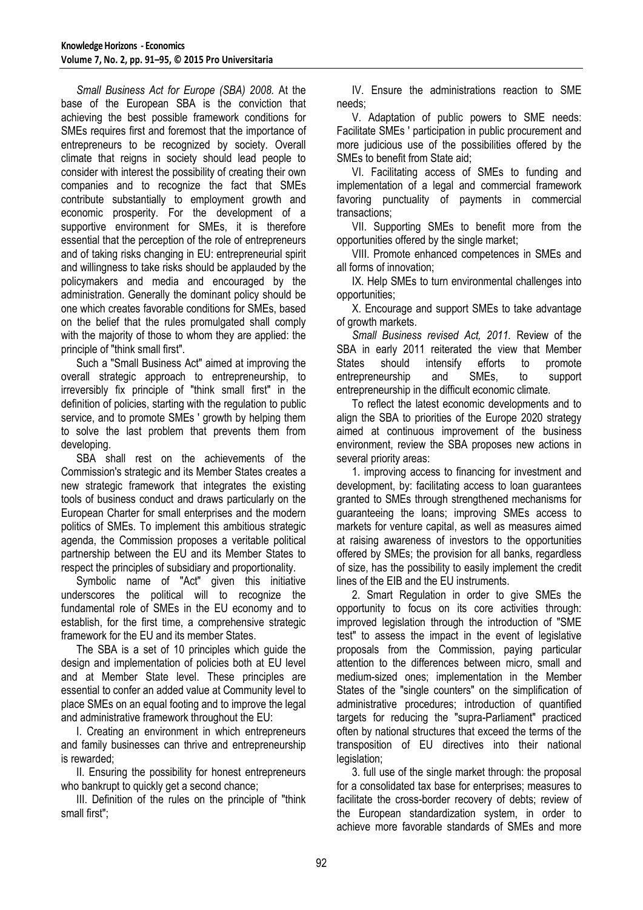*Small Business Act for Europe (SBA) 2008.* At the base of the European SBA is the conviction that achieving the best possible framework conditions for SMEs requires first and foremost that the importance of entrepreneurs to be recognized by society. Overall climate that reigns in society should lead people to consider with interest the possibility of creating their own companies and to recognize the fact that SMEs contribute substantially to employment growth and economic prosperity. For the development of a supportive environment for SMEs, it is therefore essential that the perception of the role of entrepreneurs and of taking risks changing in EU: entrepreneurial spirit and willingness to take risks should be applauded by the policymakers and media and encouraged by the administration. Generally the dominant policy should be one which creates favorable conditions for SMEs, based on the belief that the rules promulgated shall comply with the majority of those to whom they are applied: the principle of "think small first".

Such a "Small Business Act" aimed at improving the overall strategic approach to entrepreneurship, to irreversibly fix principle of "think small first" in the definition of policies, starting with the regulation to public service, and to promote SMEs ' growth by helping them to solve the last problem that prevents them from developing.

SBA shall rest on the achievements of the Commission's strategic and its Member States creates a new strategic framework that integrates the existing tools of business conduct and draws particularly on the European Charter for small enterprises and the modern politics of SMEs. To implement this ambitious strategic agenda, the Commission proposes a veritable political partnership between the EU and its Member States to respect the principles of subsidiary and proportionality.

Symbolic name of "Act" given this initiative underscores the political will to recognize the fundamental role of SMEs in the EU economy and to establish, for the first time, a comprehensive strategic framework for the EU and its member States.

The SBA is a set of 10 principles which guide the design and implementation of policies both at EU level and at Member State level. These principles are essential to confer an added value at Community level to place SMEs on an equal footing and to improve the legal and administrative framework throughout the EU:

I. Creating an environment in which entrepreneurs and family businesses can thrive and entrepreneurship is rewarded;

II. Ensuring the possibility for honest entrepreneurs who bankrupt to quickly get a second chance;

III. Definition of the rules on the principle of "think small first";

IV. Ensure the administrations reaction to SME needs;

V. Adaptation of public powers to SME needs: Facilitate SMEs ' participation in public procurement and more judicious use of the possibilities offered by the SMEs to benefit from State aid;

VI. Facilitating access of SMEs to funding and implementation of a legal and commercial framework favoring punctuality of payments in commercial transactions;

VII. Supporting SMEs to benefit more from the opportunities offered by the single market;

VIII. Promote enhanced competences in SMEs and all forms of innovation;

IX. Help SMEs to turn environmental challenges into opportunities;

X. Encourage and support SMEs to take advantage of growth markets.

*Small Business revised Act, 2011.* Review of the SBA in early 2011 reiterated the view that Member States should intensify efforts to promote entrepreneurship and SMEs, to support entrepreneurship in the difficult economic climate.

To reflect the latest economic developments and to align the SBA to priorities of the Europe 2020 strategy aimed at continuous improvement of the business environment, review the SBA proposes new actions in several priority areas:

1. improving access to financing for investment and development, by: facilitating access to loan guarantees granted to SMEs through strengthened mechanisms for guaranteeing the loans; improving SMEs access to markets for venture capital, as well as measures aimed at raising awareness of investors to the opportunities offered by SMEs; the provision for all banks, regardless of size, has the possibility to easily implement the credit lines of the EIB and the EU instruments.

2. Smart Regulation in order to give SMEs the opportunity to focus on its core activities through: improved legislation through the introduction of "SME test" to assess the impact in the event of legislative proposals from the Commission, paying particular attention to the differences between micro, small and medium-sized ones; implementation in the Member States of the "single counters" on the simplification of administrative procedures; introduction of quantified targets for reducing the "supra-Parliament" practiced often by national structures that exceed the terms of the transposition of EU directives into their national legislation;

3. full use of the single market through: the proposal for a consolidated tax base for enterprises; measures to facilitate the cross-border recovery of debts; review of the European standardization system, in order to achieve more favorable standards of SMEs and more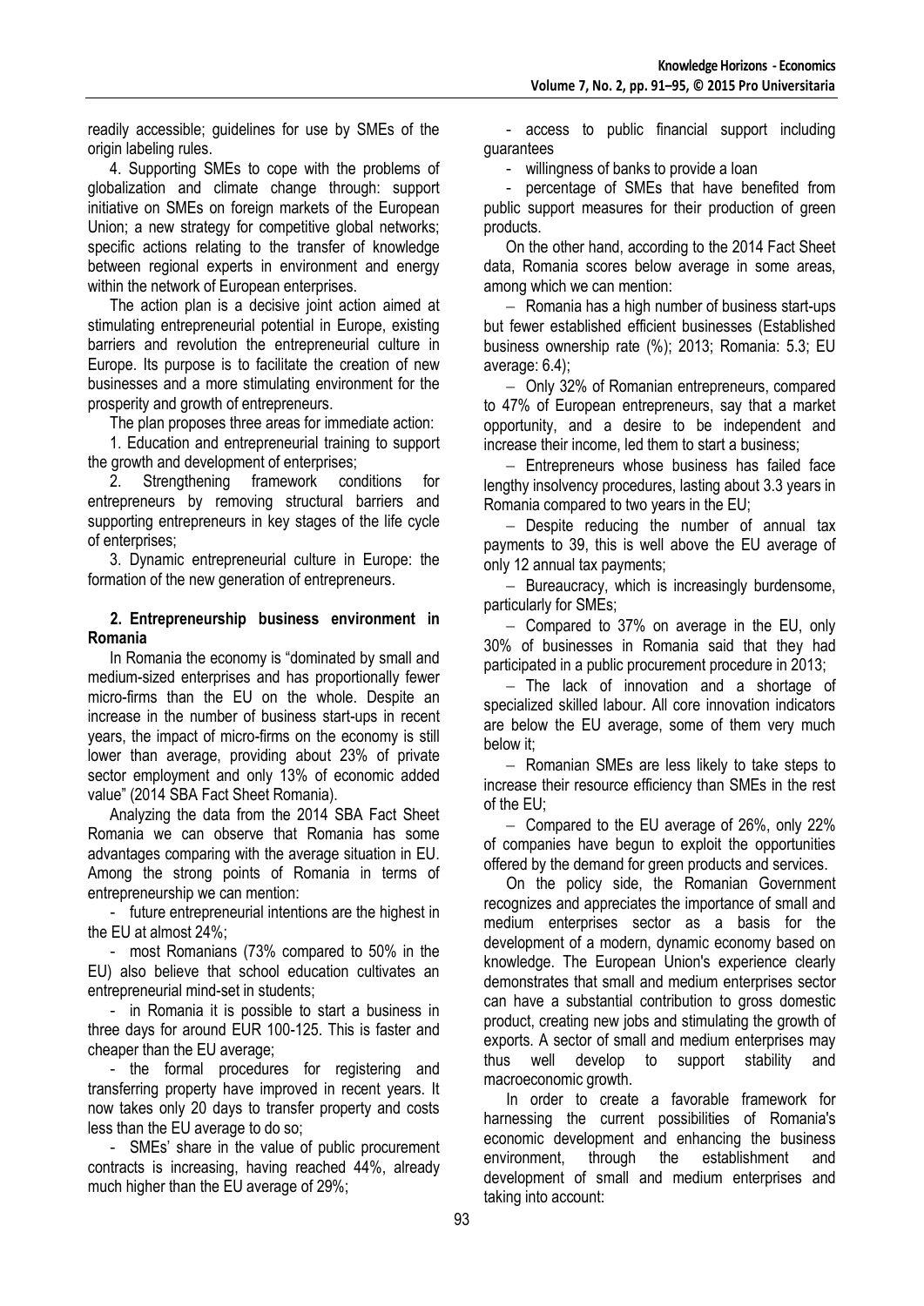readily accessible; guidelines for use by SMEs of the origin labeling rules.

4. Supporting SMEs to cope with the problems of globalization and climate change through: support initiative on SMEs on foreign markets of the European Union; a new strategy for competitive global networks; specific actions relating to the transfer of knowledge between regional experts in environment and energy within the network of European enterprises.

The action plan is a decisive joint action aimed at stimulating entrepreneurial potential in Europe, existing barriers and revolution the entrepreneurial culture in Europe. Its purpose is to facilitate the creation of new businesses and a more stimulating environment for the prosperity and growth of entrepreneurs.

The plan proposes three areas for immediate action:

1. Education and entrepreneurial training to support the growth and development of enterprises;
2. Strengthening framework conditions for entrepreneurs by removing structural barriers and supporting entrepreneurs in key stages of the life cycle of enterprises;
3. Dynamic entrepreneurial culture in Europe: the formation of the new generation of entrepreneurs.

## 2. Entrepreneurship business environment in Romania

In Romania the economy is "dominated by small and medium-sized enterprises and has proportionally fewer micro-firms than the EU on the whole. Despite an increase in the number of business start-ups in recent years, the impact of micro-firms on the economy is still lower than average, providing about 23% of private sector employment and only 13% of economic added value" (2014 SBA Fact Sheet Romania).

Analyzing the data from the 2014 SBA Fact Sheet Romania we can observe that Romania has some advantages comparing with the average situation in EU. Among the strong points of Romania in terms of entrepreneurship we can mention:

- future entrepreneurial intentions are the highest in the EU at almost 24%;
- most Romanians (73% compared to 50% in the EU) also believe that school education cultivates an entrepreneurial mind-set in students;
- in Romania it is possible to start a business in three days for around EUR 100-125. This is faster and cheaper than the EU average;
- the formal procedures for registering and transferring property have improved in recent years. It now takes only 20 days to transfer property and costs less than the EU average to do so;
- SMEs' share in the value of public procurement contracts is increasing, having reached 44%, already much higher than the EU average of 29%;
- access to public financial support including guarantees
- willingness of banks to provide a loan
- percentage of SMEs that have benefited from public support measures for their production of green products.

On the other hand, according to the 2014 Fact Sheet data, Romania scores below average in some areas, among which we can mention:

- Romania has a high number of business start-ups but fewer established efficient businesses (Established business ownership rate (%); 2013; Romania: 5.3; EU average: 6.4);
- Only 32% of Romanian entrepreneurs, compared to 47% of European entrepreneurs, say that a market opportunity, and a desire to be independent and increase their income, led them to start a business;
- Entrepreneurs whose business has failed face lengthy insolvency procedures, lasting about 3.3 years in Romania compared to two years in the EU;
- Despite reducing the number of annual tax payments to 39, this is well above the EU average of only 12 annual tax payments;
- Bureaucracy, which is increasingly burdensome, particularly for SMEs;
- Compared to 37% on average in the EU, only 30% of businesses in Romania said that they had participated in a public procurement procedure in 2013;
- The lack of innovation and a shortage of specialized skilled labour. All core innovation indicators are below the EU average, some of them very much below it;
- Romanian SMEs are less likely to take steps to increase their resource efficiency than SMEs in the rest of the EU;
- Compared to the EU average of 26%, only 22% of companies have begun to exploit the opportunities offered by the demand for green products and services.

On the policy side, the Romanian Government recognizes and appreciates the importance of small and medium enterprises sector as a basis for the development of a modern, dynamic economy based on knowledge. The European Union's experience clearly demonstrates that small and medium enterprises sector can have a substantial contribution to gross domestic product, creating new jobs and stimulating the growth of exports. A sector of small and medium enterprises may thus well develop to support stability and macroeconomic growth.

In order to create a favorable framework for harnessing the current possibilities of Romania's economic development and enhancing the business environment, through the establishment and development of small and medium enterprises and taking into account: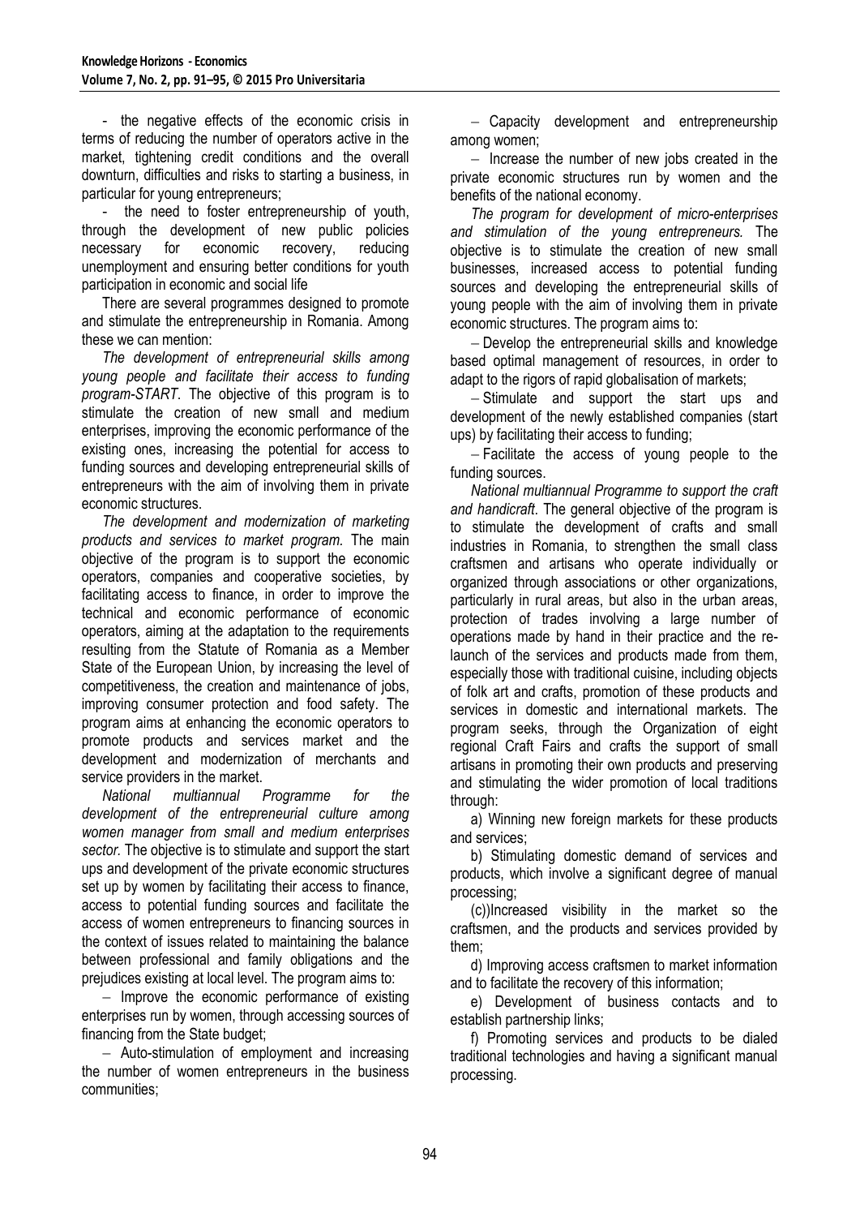- the negative effects of the economic crisis in terms of reducing the number of operators active in the market, tightening credit conditions and the overall downturn, difficulties and risks to starting a business, in particular for young entrepreneurs;

- the need to foster entrepreneurship of youth, through the development of new public policies necessary for economic recovery, reducing unemployment and ensuring better conditions for youth participation in economic and social life

There are several programmes designed to promote and stimulate the entrepreneurship in Romania. Among these we can mention:

*The development of entrepreneurial skills among young people and facilitate their access to funding program-START*. The objective of this program is to stimulate the creation of new small and medium enterprises, improving the economic performance of the existing ones, increasing the potential for access to funding sources and developing entrepreneurial skills of entrepreneurs with the aim of involving them in private economic structures.

*The development and modernization of marketing products and services to market program.* The main objective of the program is to support the economic operators, companies and cooperative societies, by facilitating access to finance, in order to improve the technical and economic performance of economic operators, aiming at the adaptation to the requirements resulting from the Statute of Romania as a Member State of the European Union, by increasing the level of competitiveness, the creation and maintenance of jobs, improving consumer protection and food safety. The program aims at enhancing the economic operators to promote products and services market and the development and modernization of merchants and service providers in the market.

*National multiannual Programme for the development of the entrepreneurial culture among women manager from small and medium enterprises sector.* The objective is to stimulate and support the start ups and development of the private economic structures set up by women by facilitating their access to finance, access to potential funding sources and facilitate the access of women entrepreneurs to financing sources in the context of issues related to maintaining the balance between professional and family obligations and the prejudices existing at local level. The program aims to:

– Improve the economic performance of existing enterprises run by women, through accessing sources of financing from the State budget;

– Auto-stimulation of employment and increasing the number of women entrepreneurs in the business communities;

– Capacity development and entrepreneurship among women;

– Increase the number of new jobs created in the private economic structures run by women and the benefits of the national economy.

*The program for development of micro-enterprises and stimulation of the young entrepreneurs.* The objective is to stimulate the creation of new small businesses, increased access to potential funding sources and developing the entrepreneurial skills of young people with the aim of involving them in private economic structures. The program aims to:

– Develop the entrepreneurial skills and knowledge based optimal management of resources, in order to adapt to the rigors of rapid globalisation of markets;

– Stimulate and support the start ups and development of the newly established companies (start ups) by facilitating their access to funding;

– Facilitate the access of young people to the funding sources.

*National multiannual Programme to support the craft and handicraft*. The general objective of the program is to stimulate the development of crafts and small industries in Romania, to strengthen the small class craftsmen and artisans who operate individually or organized through associations or other organizations, particularly in rural areas, but also in the urban areas, protection of trades involving a large number of operations made by hand in their practice and the re-launch of the services and products made from them, especially those with traditional cuisine, including objects of folk art and crafts, promotion of these products and services in domestic and international markets. The program seeks, through the Organization of eight regional Craft Fairs and crafts the support of small artisans in promoting their own products and preserving and stimulating the wider promotion of local traditions through:

a) Winning new foreign markets for these products and services;

b) Stimulating domestic demand of services and products, which involve a significant degree of manual processing;

(c))Increased visibility in the market so the craftsmen, and the products and services provided by them;

d) Improving access craftsmen to market information and to facilitate the recovery of this information;

e) Development of business contacts and to establish partnership links;

f) Promoting services and products to be dialed traditional technologies and having a significant manual processing.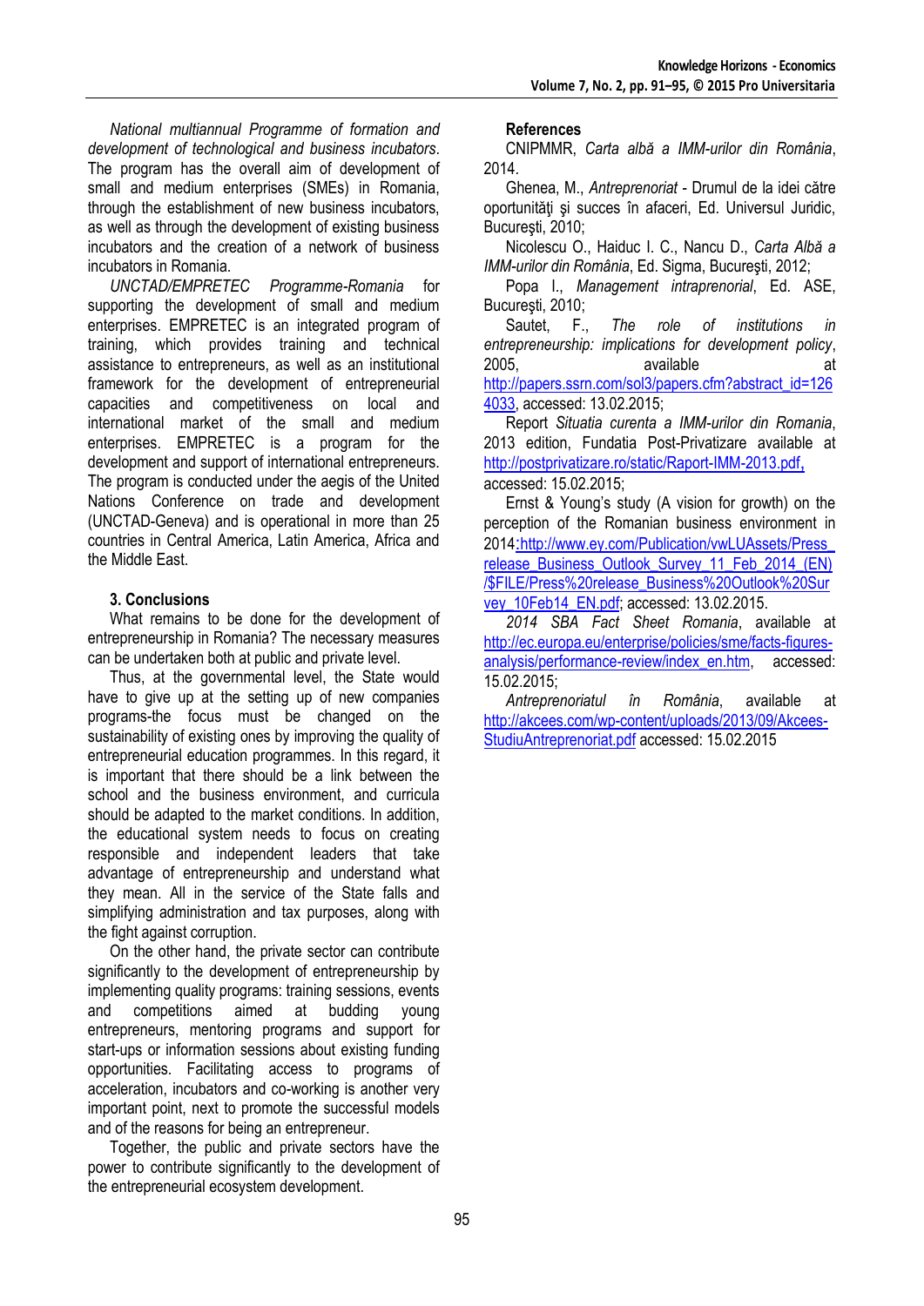*National multiannual Programme of formation and development of technological and business incubators*. The program has the overall aim of development of small and medium enterprises (SMEs) in Romania, through the establishment of new business incubators, as well as through the development of existing business incubators and the creation of a network of business incubators in Romania.

*UNCTAD/EMPRETEC Programme-Romania* for supporting the development of small and medium enterprises. EMPRETEC is an integrated program of training, which provides training and technical assistance to entrepreneurs, as well as an institutional framework for the development of entrepreneurial capacities and competitiveness on local and international market of the small and medium enterprises. EMPRETEC is a program for the development and support of international entrepreneurs. The program is conducted under the aegis of the United Nations Conference on trade and development (UNCTAD-Geneva) and is operational in more than 25 countries in Central America, Latin America, Africa and the Middle East.

## 3. Conclusions

What remains to be done for the development of entrepreneurship in Romania? The necessary measures can be undertaken both at public and private level.

Thus, at the governmental level, the State would have to give up at the setting up of new companies programs-the focus must be changed on the sustainability of existing ones by improving the quality of entrepreneurial education programmes. In this regard, it is important that there should be a link between the school and the business environment, and curricula should be adapted to the market conditions. In addition, the educational system needs to focus on creating responsible and independent leaders that take advantage of entrepreneurship and understand what they mean. All in the service of the State falls and simplifying administration and tax purposes, along with the fight against corruption.

On the other hand, the private sector can contribute significantly to the development of entrepreneurship by implementing quality programs: training sessions, events and competitions aimed at budding young entrepreneurs, mentoring programs and support for start-ups or information sessions about existing funding opportunities. Facilitating access to programs of acceleration, incubators and co-working is another very important point, next to promote the successful models and of the reasons for being an entrepreneur.

Together, the public and private sectors have the power to contribute significantly to the development of the entrepreneurial ecosystem development.

## References

CNIPMMR, *Carta albă a IMM-urilor din România*, 2014.

Ghenea, M., *Antreprenoriat* - Drumul de la idei către oportunităţi şi succes în afaceri, Ed. Universul Juridic, Bucureşti, 2010;

Nicolescu O., Haiduc I. C., Nancu D., *Carta Albă a IMM-urilor din România*, Ed. Sigma, Bucureşti, 2012;

Popa I., *Management intraprenorial*, Ed. ASE, Bucureşti, 2010;

Sautet, F., *The role of institutions in entrepreneurship: implications for development policy*, 2005, available at http://papers.ssrn.com/sol3/papers.cfm?abstract_id=1264033, accessed: 13.02.2015;

Report *Situatia curenta a IMM-urilor din Romania*, 2013 edition, Fundatia Post-Privatizare available at http://postprivatizare.ro/static/Raport-IMM-2013.pdf, accessed: 15.02.2015;

Ernst & Young's study (A vision for growth) on the perception of the Romanian business environment in 2014:http://www.ey.com/Publication/vwLUAssets/Press_release_Business_Outlook_Survey_11_Feb_2014_(EN)/$FILE/Press%20release_Business%20Outlook%20Survey_10Feb14_EN.pdf; accessed: 13.02.2015.

*2014 SBA Fact Sheet Romania*, available at http://ec.europa.eu/enterprise/policies/sme/facts-figures-analysis/performance-review/index_en.htm, accessed: 15.02.2015;

*Antreprenoriatul în România*, available at http://akcees.com/wp-content/uploads/2013/09/Akcees-StudiuAntreprenoriat.pdf accessed: 15.02.2015